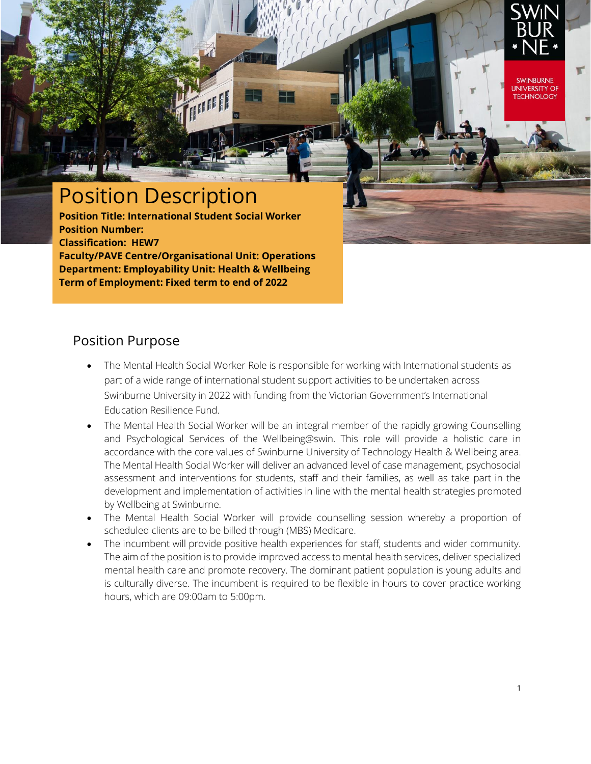# Position Description

**Position Title: International Student Social Worker**
**Position Number:**
**Classification: HEW7**
**Faculty/PAVE Centre/Organisational Unit: Operations**
**Department: Employability Unit: Health & Wellbeing**
**Term of Employment: Fixed term to end of 2022**

## Position Purpose

- The Mental Health Social Worker Role is responsible for working with International students as part of a wide range of international student support activities to be undertaken across Swinburne University in 2022 with funding from the Victorian Government's International Education Resilience Fund.
- The Mental Health Social Worker will be an integral member of the rapidly growing Counselling and Psychological Services of the Wellbeing@swin. This role will provide a holistic care in accordance with the core values of Swinburne University of Technology Health & Wellbeing area. The Mental Health Social Worker will deliver an advanced level of case management, psychosocial assessment and interventions for students, staff and their families, as well as take part in the development and implementation of activities in line with the mental health strategies promoted by Wellbeing at Swinburne.
- The Mental Health Social Worker will provide counselling session whereby a proportion of scheduled clients are to be billed through (MBS) Medicare.
- The incumbent will provide positive health experiences for staff, students and wider community. The aim of the position is to provide improved access to mental health services, deliver specialized mental health care and promote recovery. The dominant patient population is young adults and is culturally diverse. The incumbent is required to be flexible in hours to cover practice working hours, which are 09:00am to 5:00pm.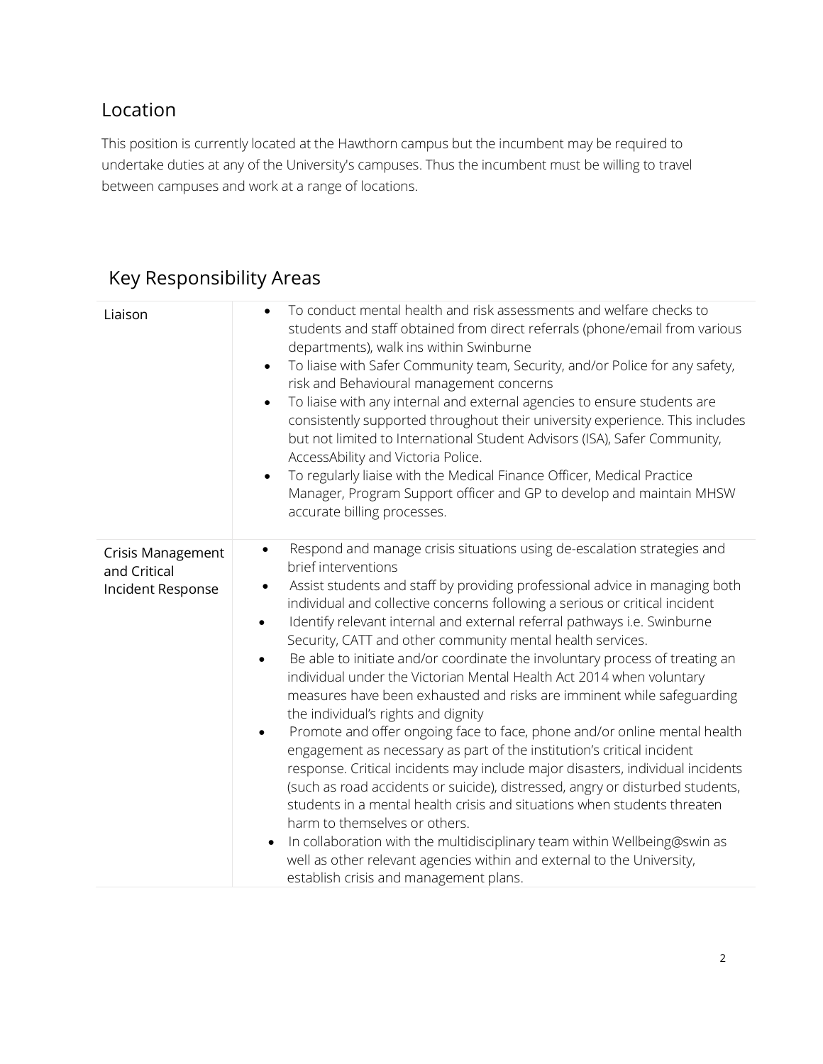## Location

This position is currently located at the Hawthorn campus but the incumbent may be required to undertake duties at any of the University's campuses. Thus the incumbent must be willing to travel between campuses and work at a range of locations.

## Key Responsibility Areas

| | |
|---|---|
| Liaison | • To conduct mental health and risk assessments and welfare checks to students and staff obtained from direct referrals (phone/email from various departments), walk ins within Swinburne<br>• To liaise with Safer Community team, Security, and/or Police for any safety, risk and Behavioural management concerns<br>• To liaise with any internal and external agencies to ensure students are consistently supported throughout their university experience. This includes but not limited to International Student Advisors (ISA), Safer Community, AccessAbility and Victoria Police.<br>• To regularly liaise with the Medical Finance Officer, Medical Practice Manager, Program Support officer and GP to develop and maintain MHSW accurate billing processes. |
| Crisis Management and Critical Incident Response | • Respond and manage crisis situations using de-escalation strategies and brief interventions<br>• Assist students and staff by providing professional advice in managing both individual and collective concerns following a serious or critical incident<br>• Identify relevant internal and external referral pathways i.e. Swinburne Security, CATT and other community mental health services.<br>• Be able to initiate and/or coordinate the involuntary process of treating an individual under the Victorian Mental Health Act 2014 when voluntary measures have been exhausted and risks are imminent while safeguarding the individual's rights and dignity<br>• Promote and offer ongoing face to face, phone and/or online mental health engagement as necessary as part of the institution's critical incident response. Critical incidents may include major disasters, individual incidents (such as road accidents or suicide), distressed, angry or disturbed students, students in a mental health crisis and situations when students threaten harm to themselves or others.<br>• In collaboration with the multidisciplinary team within Wellbeing@swin as well as other relevant agencies within and external to the University, establish crisis and management plans. |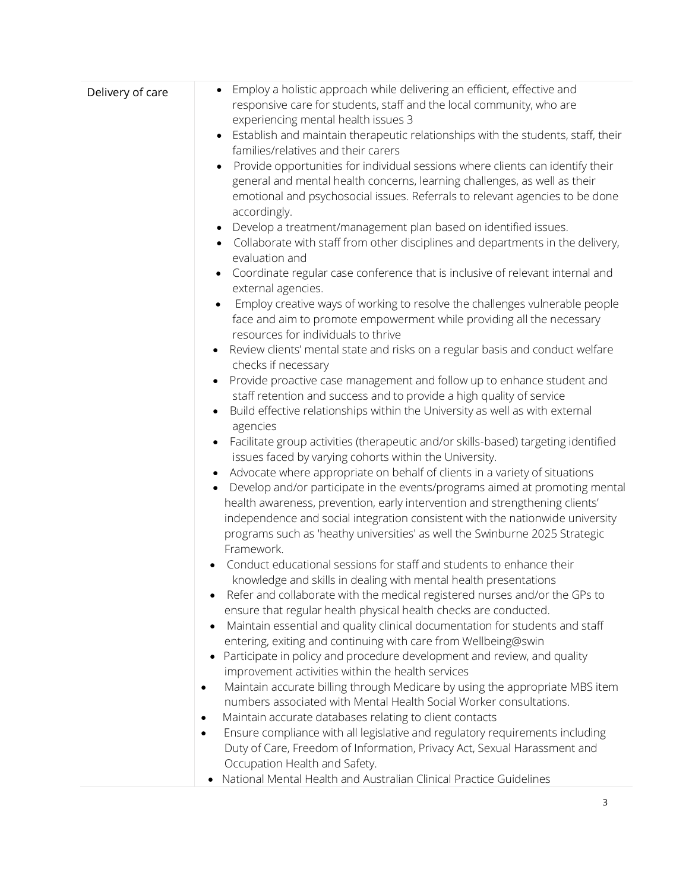| | |
|---|---|
| Delivery of care | • Employ a holistic approach while delivering an efficient, effective and responsive care for students, staff and the local community, who are experiencing mental health issues 3<br>• Establish and maintain therapeutic relationships with the students, staff, their families/relatives and their carers<br>• Provide opportunities for individual sessions where clients can identify their general and mental health concerns, learning challenges, as well as their emotional and psychosocial issues. Referrals to relevant agencies to be done accordingly.<br>• Develop a treatment/management plan based on identified issues.<br>• Collaborate with staff from other disciplines and departments in the delivery, evaluation and<br>• Coordinate regular case conference that is inclusive of relevant internal and external agencies.<br>• Employ creative ways of working to resolve the challenges vulnerable people face and aim to promote empowerment while providing all the necessary resources for individuals to thrive<br>• Review clients' mental state and risks on a regular basis and conduct welfare checks if necessary<br>• Provide proactive case management and follow up to enhance student and staff retention and success and to provide a high quality of service<br>• Build effective relationships within the University as well as with external agencies<br>• Facilitate group activities (therapeutic and/or skills-based) targeting identified issues faced by varying cohorts within the University.<br>• Advocate where appropriate on behalf of clients in a variety of situations<br>• Develop and/or participate in the events/programs aimed at promoting mental health awareness, prevention, early intervention and strengthening clients' independence and social integration consistent with the nationwide university programs such as 'heathy universities' as well the Swinburne 2025 Strategic Framework.<br>• Conduct educational sessions for staff and students to enhance their knowledge and skills in dealing with mental health presentations<br>• Refer and collaborate with the medical registered nurses and/or the GPs to ensure that regular health physical health checks are conducted.<br>• Maintain essential and quality clinical documentation for students and staff entering, exiting and continuing with care from Wellbeing@swin<br>• Participate in policy and procedure development and review, and quality improvement activities within the health services<br>• Maintain accurate billing through Medicare by using the appropriate MBS item numbers associated with Mental Health Social Worker consultations.<br>• Maintain accurate databases relating to client contacts<br>• Ensure compliance with all legislative and regulatory requirements including Duty of Care, Freedom of Information, Privacy Act, Sexual Harassment and Occupation Health and Safety.<br>• National Mental Health and Australian Clinical Practice Guidelines |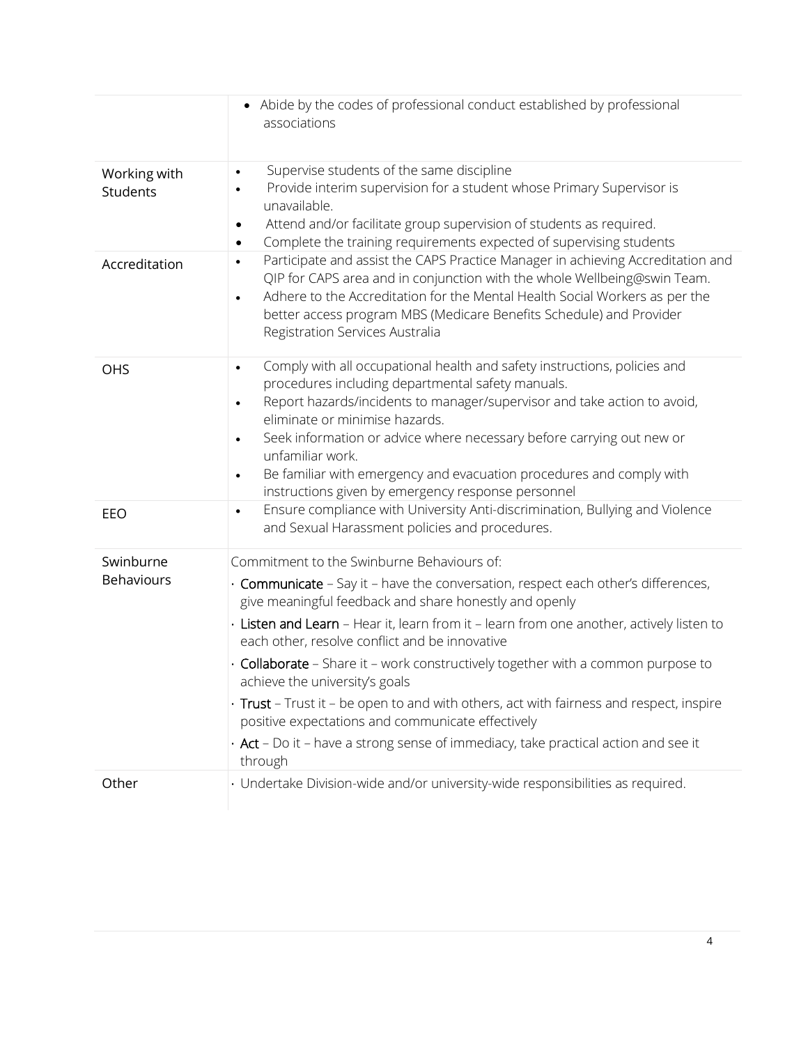| | |
|---|---|
| | • Abide by the codes of professional conduct established by professional associations |
| Working with Students | • Supervise students of the same discipline<br>• Provide interim supervision for a student whose Primary Supervisor is unavailable.<br>• Attend and/or facilitate group supervision of students as required.<br>• Complete the training requirements expected of supervising students |
| Accreditation | • Participate and assist the CAPS Practice Manager in achieving Accreditation and QIP for CAPS area and in conjunction with the whole Wellbeing@swin Team.<br>• Adhere to the Accreditation for the Mental Health Social Workers as per the better access program MBS (Medicare Benefits Schedule) and Provider Registration Services Australia |
| OHS | • Comply with all occupational health and safety instructions, policies and procedures including departmental safety manuals.<br>• Report hazards/incidents to manager/supervisor and take action to avoid, eliminate or minimise hazards.<br>• Seek information or advice where necessary before carrying out new or unfamiliar work.<br>• Be familiar with emergency and evacuation procedures and comply with instructions given by emergency response personnel |
| EEO | • Ensure compliance with University Anti-discrimination, Bullying and Violence and Sexual Harassment policies and procedures. |
| Swinburne Behaviours | Commitment to the Swinburne Behaviours of:<br>· **Communicate** – Say it – have the conversation, respect each other's differences, give meaningful feedback and share honestly and openly<br>· **Listen and Learn** – Hear it, learn from it – learn from one another, actively listen to each other, resolve conflict and be innovative<br>· **Collaborate** – Share it – work constructively together with a common purpose to achieve the university's goals<br>· **Trust** – Trust it – be open to and with others, act with fairness and respect, inspire positive expectations and communicate effectively<br>· **Act** – Do it – have a strong sense of immediacy, take practical action and see it through |
| Other | · Undertake Division-wide and/or university-wide responsibilities as required. |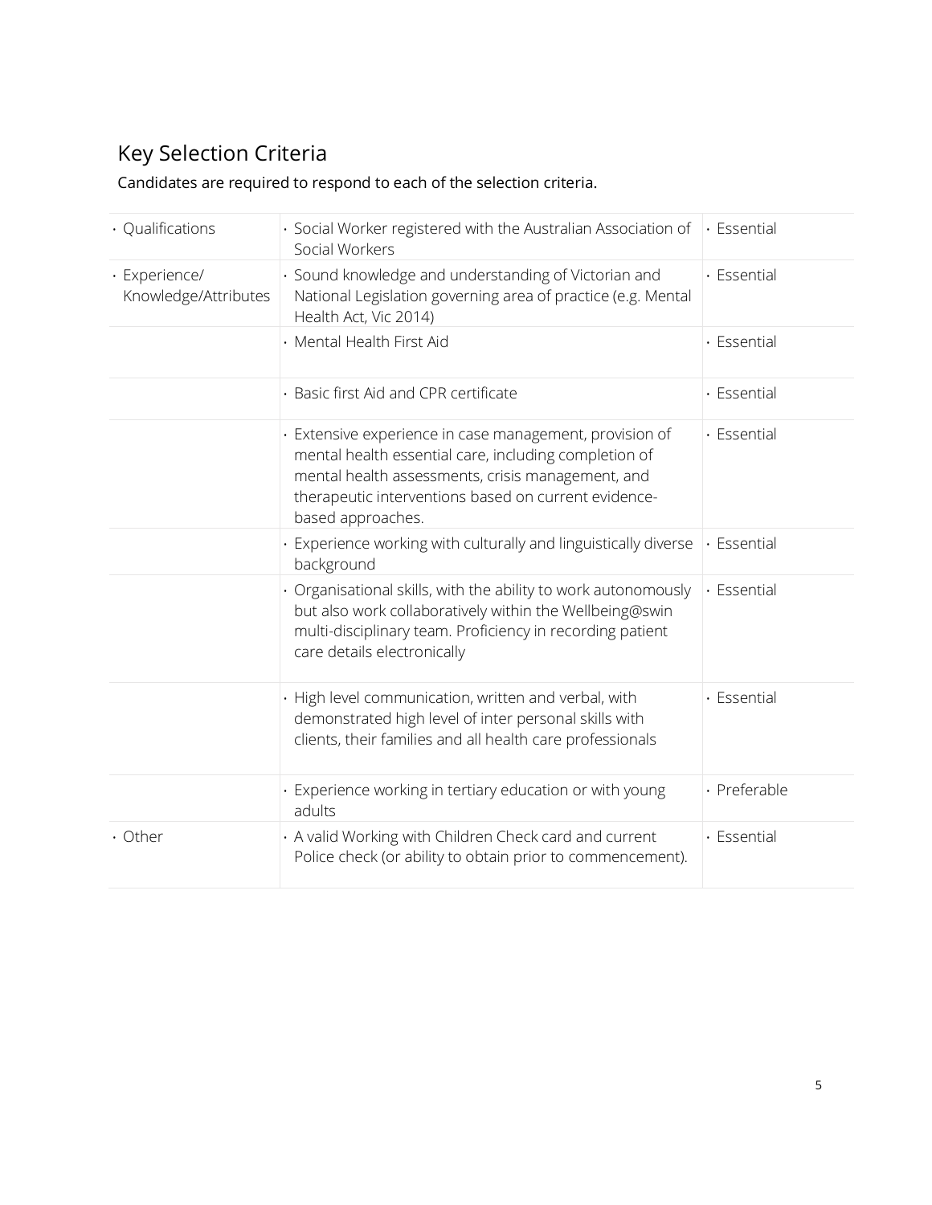## Key Selection Criteria

Candidates are required to respond to each of the selection criteria.

| | | |
|---|---|---|
| · Qualifications | · Social Worker registered with the Australian Association of Social Workers | · Essential |
| · Experience/ Knowledge/Attributes | · Sound knowledge and understanding of Victorian and National Legislation governing area of practice (e.g. Mental Health Act, Vic 2014) | · Essential |
| | · Mental Health First Aid | · Essential |
| | · Basic first Aid and CPR certificate | · Essential |
| | · Extensive experience in case management, provision of mental health essential care, including completion of mental health assessments, crisis management, and therapeutic interventions based on current evidence-based approaches. | · Essential |
| | · Experience working with culturally and linguistically diverse background | · Essential |
| | · Organisational skills, with the ability to work autonomously but also work collaboratively within the Wellbeing@swin multi-disciplinary team. Proficiency in recording patient care details electronically | · Essential |
| | · High level communication, written and verbal, with demonstrated high level of inter personal skills with clients, their families and all health care professionals | · Essential |
| | · Experience working in tertiary education or with young adults | · Preferable |
| · Other | · A valid Working with Children Check card and current Police check (or ability to obtain prior to commencement). | · Essential |